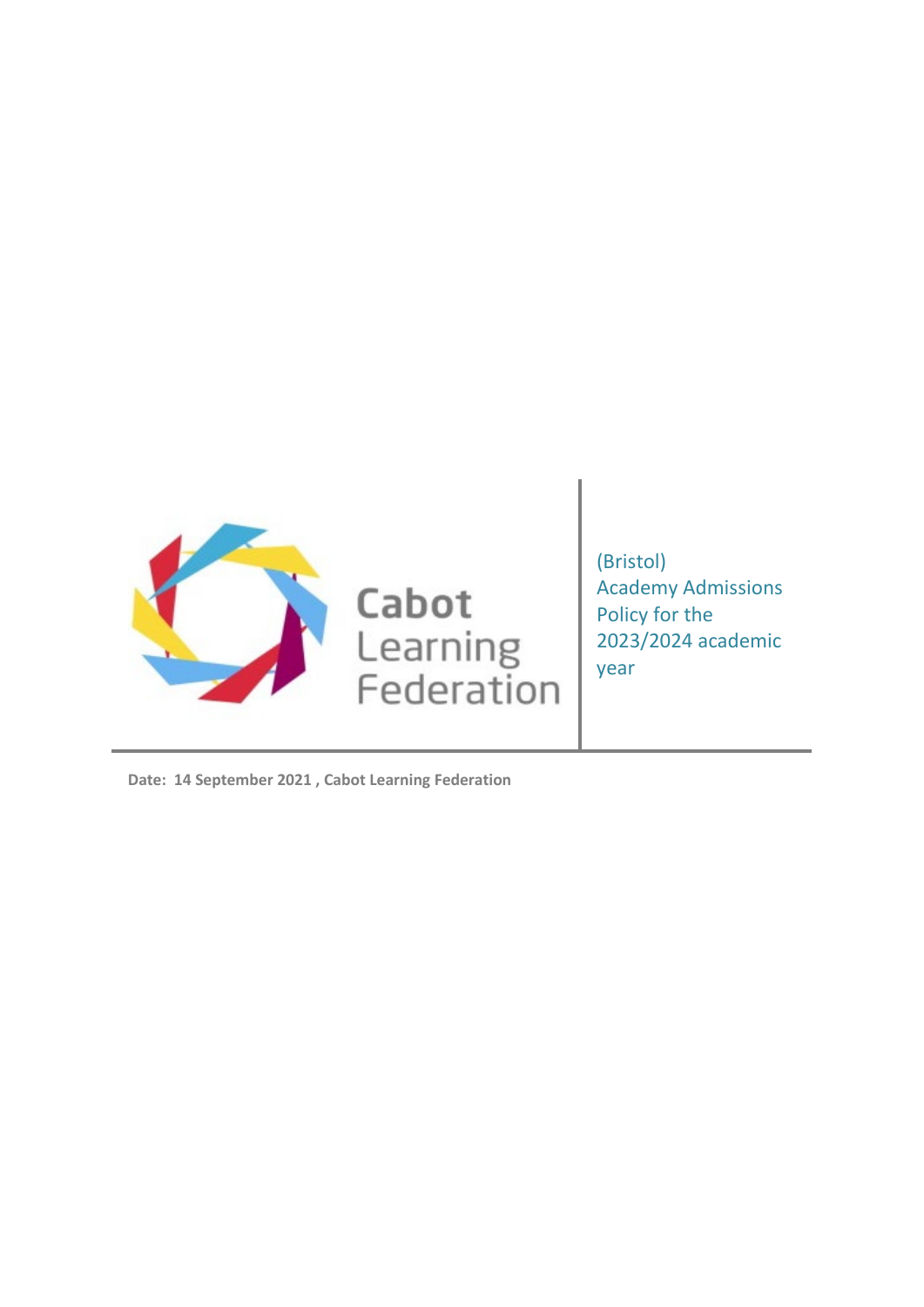Cabot Learning Federation

# (Bristol) Academy Admissions Policy for the 2023/2024 academic year

**Date: 14 September 2021 , Cabot Learning Federation**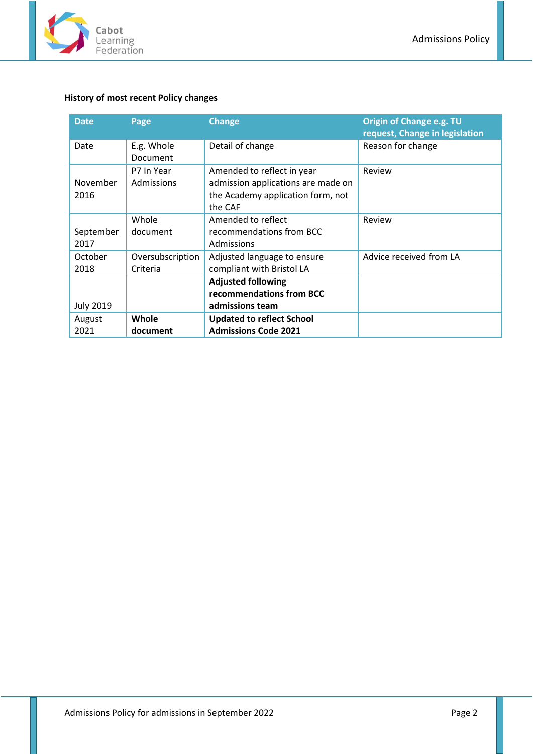**History of most recent Policy changes**

| Date | Page | Change | Origin of Change e.g. TU request, Change in legislation |
|---|---|---|---|
| Date | E.g. Whole Document | Detail of change | Reason for change |
| November 2016 | P7 In Year Admissions | Amended to reflect in year admission applications are made on the Academy application form, not the CAF | Review |
| September 2017 | Whole document | Amended to reflect recommendations from BCC Admissions | Review |
| October 2018 | Oversubscription Criteria | Adjusted language to ensure compliant with Bristol LA | Advice received from LA |
| July 2019 | | **Adjusted following recommendations from BCC admissions team** | |
| August 2021 | **Whole document** | **Updated to reflect School Admissions Code 2021** | |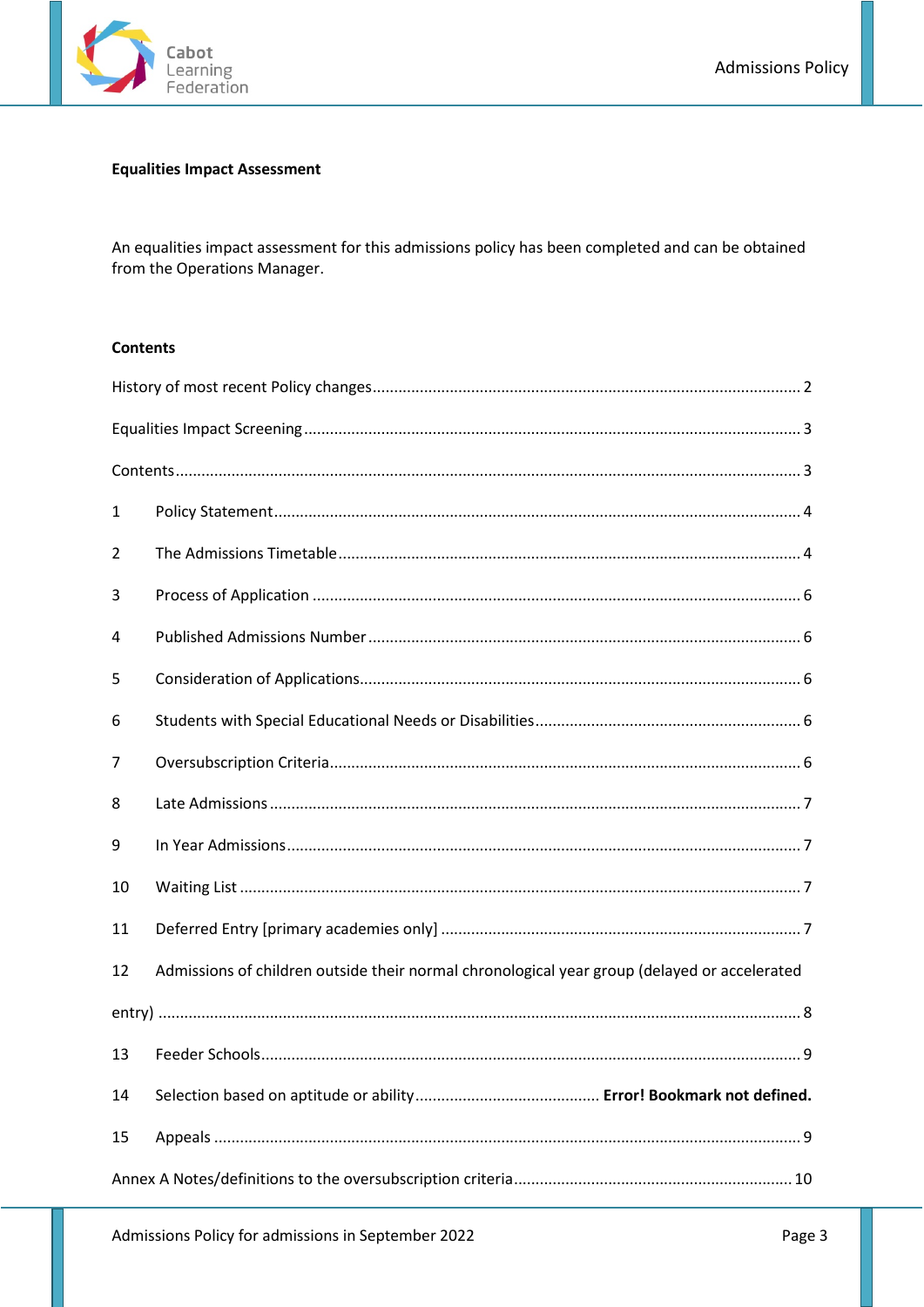**Equalities Impact Assessment**

An equalities impact assessment for this admissions policy has been completed and can be obtained from the Operations Manager.

**Contents**

History of most recent Policy changes .......... 2

Equalities Impact Screening .......... 3

Contents .......... 3

1 Policy Statement .......... 4

2 The Admissions Timetable .......... 4

3 Process of Application .......... 6

4 Published Admissions Number .......... 6

5 Consideration of Applications .......... 6

6 Students with Special Educational Needs or Disabilities .......... 6

7 Oversubscription Criteria .......... 6

8 Late Admissions .......... 7

9 In Year Admissions .......... 7

10 Waiting List .......... 7

11 Deferred Entry [primary academies only] .......... 7

12 Admissions of children outside their normal chronological year group (delayed or accelerated entry) .......... 8

13 Feeder Schools .......... 9

14 Selection based on aptitude or ability .......... **Error! Bookmark not defined.**

15 Appeals .......... 9

Annex A Notes/definitions to the oversubscription criteria .......... 10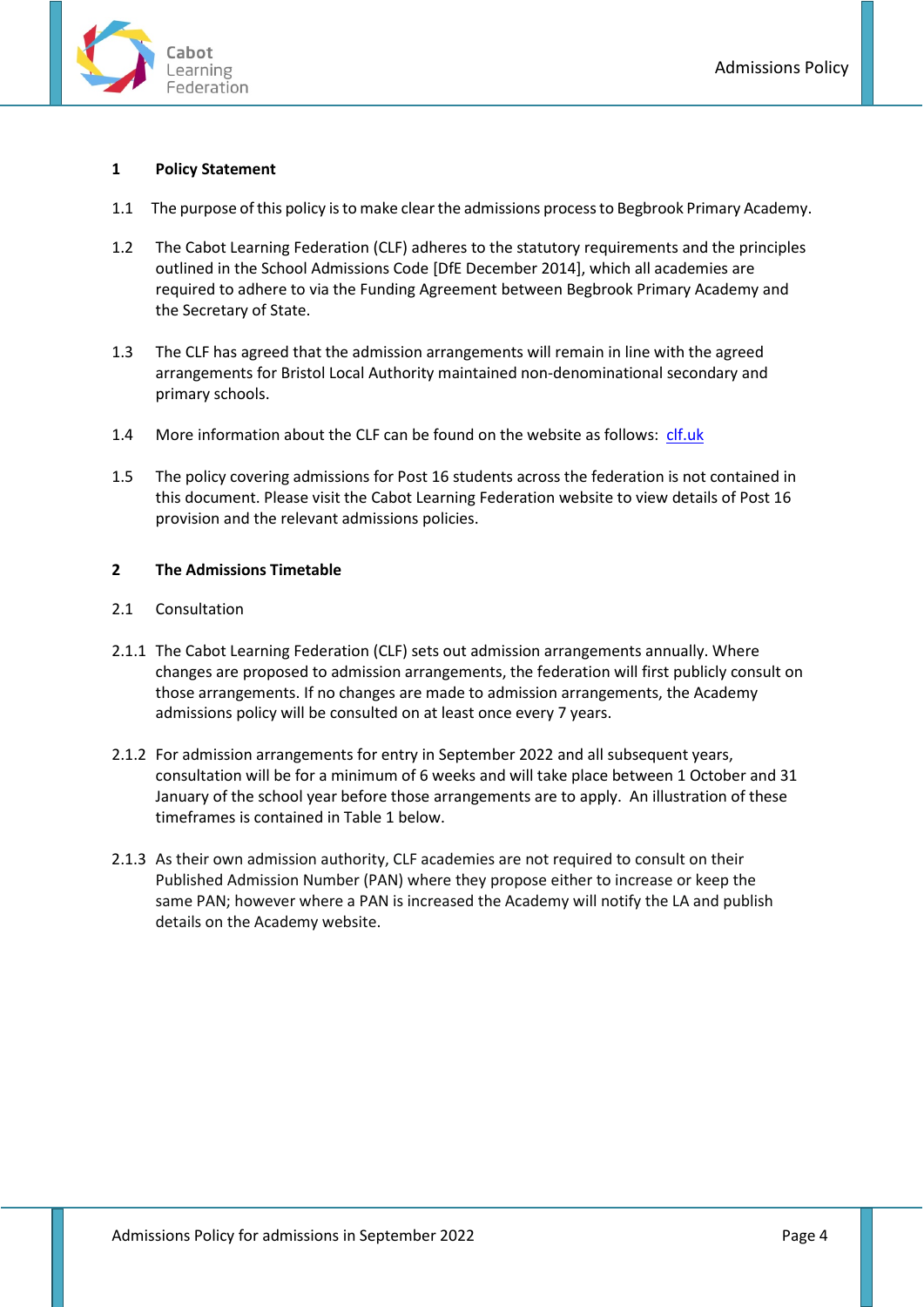## 1 Policy Statement

1.1 The purpose of this policy is to make clear the admissions process to Begbrook Primary Academy.

1.2 The Cabot Learning Federation (CLF) adheres to the statutory requirements and the principles outlined in the School Admissions Code [DfE December 2014], which all academies are required to adhere to via the Funding Agreement between Begbrook Primary Academy and the Secretary of State.

1.3 The CLF has agreed that the admission arrangements will remain in line with the agreed arrangements for Bristol Local Authority maintained non-denominational secondary and primary schools.

1.4 More information about the CLF can be found on the website as follows: [clf.uk](clf.uk)

1.5 The policy covering admissions for Post 16 students across the federation is not contained in this document. Please visit the Cabot Learning Federation website to view details of Post 16 provision and the relevant admissions policies.

## 2 The Admissions Timetable

2.1 Consultation

2.1.1 The Cabot Learning Federation (CLF) sets out admission arrangements annually. Where changes are proposed to admission arrangements, the federation will first publicly consult on those arrangements. If no changes are made to admission arrangements, the Academy admissions policy will be consulted on at least once every 7 years.

2.1.2 For admission arrangements for entry in September 2022 and all subsequent years, consultation will be for a minimum of 6 weeks and will take place between 1 October and 31 January of the school year before those arrangements are to apply. An illustration of these timeframes is contained in Table 1 below.

2.1.3 As their own admission authority, CLF academies are not required to consult on their Published Admission Number (PAN) where they propose either to increase or keep the same PAN; however where a PAN is increased the Academy will notify the LA and publish details on the Academy website.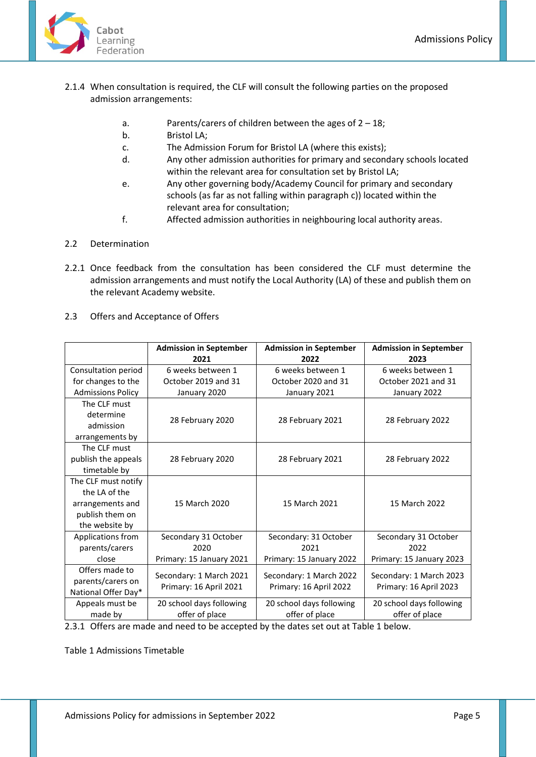2.1.4 When consultation is required, the CLF will consult the following parties on the proposed admission arrangements:

a. Parents/carers of children between the ages of 2 – 18;
b. Bristol LA;
c. The Admission Forum for Bristol LA (where this exists);
d. Any other admission authorities for primary and secondary schools located within the relevant area for consultation set by Bristol LA;
e. Any other governing body/Academy Council for primary and secondary schools (as far as not falling within paragraph c)) located within the relevant area for consultation;
f. Affected admission authorities in neighbouring local authority areas.

## 2.2 Determination

2.2.1 Once feedback from the consultation has been considered the CLF must determine the admission arrangements and must notify the Local Authority (LA) of these and publish them on the relevant Academy website.

## 2.3 Offers and Acceptance of Offers

| | **Admission in September 2021** | **Admission in September 2022** | **Admission in September 2023** |
|---|---|---|---|
| Consultation period for changes to the Admissions Policy | 6 weeks between 1 October 2019 and 31 January 2020 | 6 weeks between 1 October 2020 and 31 January 2021 | 6 weeks between 1 October 2021 and 31 January 2022 |
| The CLF must determine admission arrangements by | 28 February 2020 | 28 February 2021 | 28 February 2022 |
| The CLF must publish the appeals timetable by | 28 February 2020 | 28 February 2021 | 28 February 2022 |
| The CLF must notify the LA of the arrangements and publish them on the website by | 15 March 2020 | 15 March 2021 | 15 March 2022 |
| Applications from parents/carers close | Secondary 31 October 2020<br>Primary: 15 January 2021 | Secondary: 31 October 2021<br>Primary: 15 January 2022 | Secondary 31 October 2022<br>Primary: 15 January 2023 |
| Offers made to parents/carers on National Offer Day* | Secondary: 1 March 2021<br>Primary: 16 April 2021 | Secondary: 1 March 2022<br>Primary: 16 April 2022 | Secondary: 1 March 2023<br>Primary: 16 April 2023 |
| Appeals must be made by | 20 school days following offer of place | 20 school days following offer of place | 20 school days following offer of place |

2.3.1 Offers are made and need to be accepted by the dates set out at Table 1 below.

Table 1 Admissions Timetable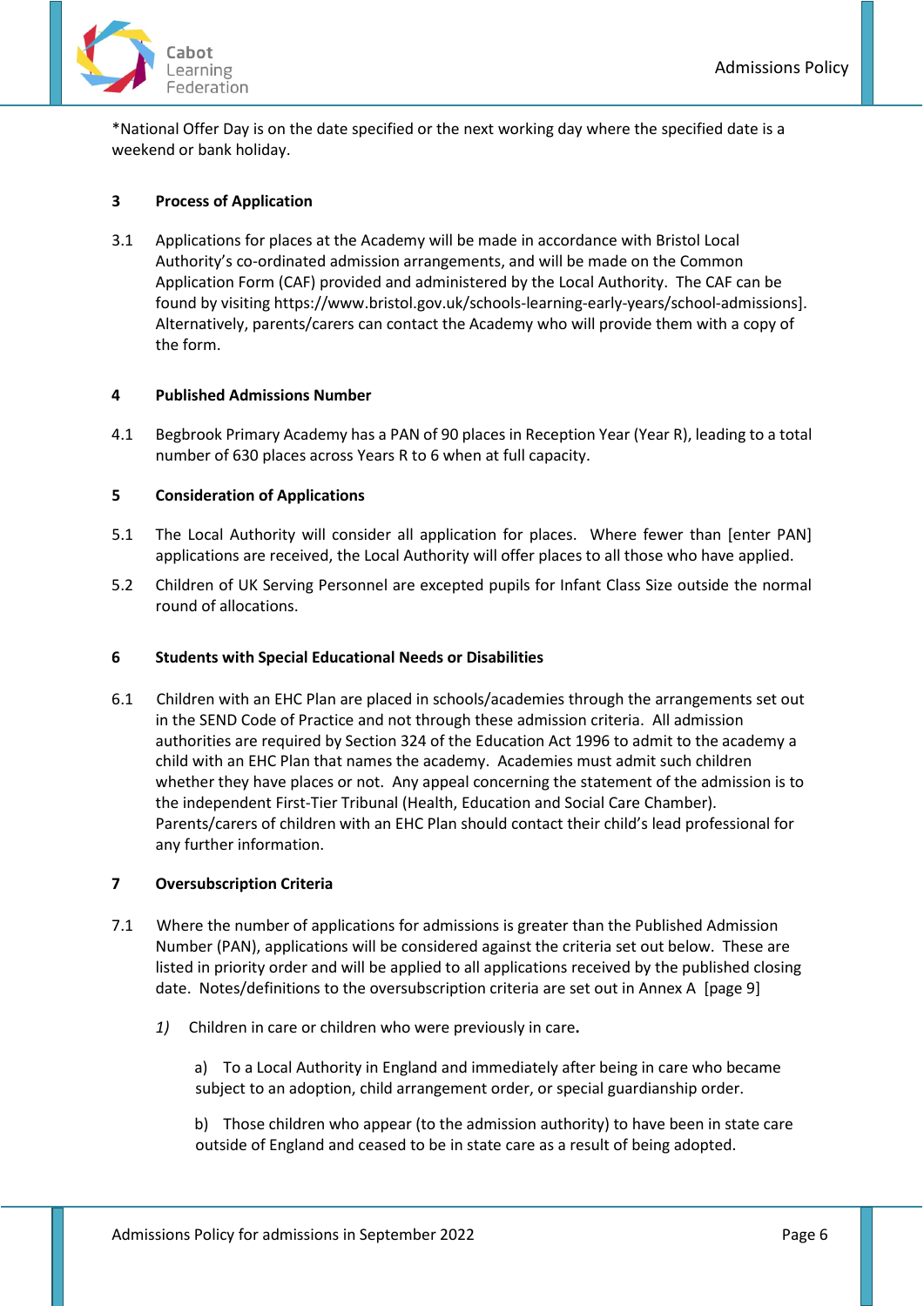*National Offer Day is on the date specified or the next working day where the specified date is a weekend or bank holiday.

## 3 Process of Application

3.1 Applications for places at the Academy will be made in accordance with Bristol Local Authority's co-ordinated admission arrangements, and will be made on the Common Application Form (CAF) provided and administered by the Local Authority. The CAF can be found by visiting https://www.bristol.gov.uk/schools-learning-early-years/school-admissions]. Alternatively, parents/carers can contact the Academy who will provide them with a copy of the form.

## 4 Published Admissions Number

4.1 Begbrook Primary Academy has a PAN of 90 places in Reception Year (Year R), leading to a total number of 630 places across Years R to 6 when at full capacity.

## 5 Consideration of Applications

5.1 The Local Authority will consider all application for places. Where fewer than [enter PAN] applications are received, the Local Authority will offer places to all those who have applied.

5.2 Children of UK Serving Personnel are excepted pupils for Infant Class Size outside the normal round of allocations.

## 6 Students with Special Educational Needs or Disabilities

6.1 Children with an EHC Plan are placed in schools/academies through the arrangements set out in the SEND Code of Practice and not through these admission criteria. All admission authorities are required by Section 324 of the Education Act 1996 to admit to the academy a child with an EHC Plan that names the academy. Academies must admit such children whether they have places or not. Any appeal concerning the statement of the admission is to the independent First-Tier Tribunal (Health, Education and Social Care Chamber). Parents/carers of children with an EHC Plan should contact their child's lead professional for any further information.

## 7 Oversubscription Criteria

7.1 Where the number of applications for admissions is greater than the Published Admission Number (PAN), applications will be considered against the criteria set out below. These are listed in priority order and will be applied to all applications received by the published closing date. Notes/definitions to the oversubscription criteria are set out in Annex A [page 9]

*1)* Children in care or children who were previously in care**.**

a) To a Local Authority in England and immediately after being in care who became subject to an adoption, child arrangement order, or special guardianship order.

b) Those children who appear (to the admission authority) to have been in state care outside of England and ceased to be in state care as a result of being adopted.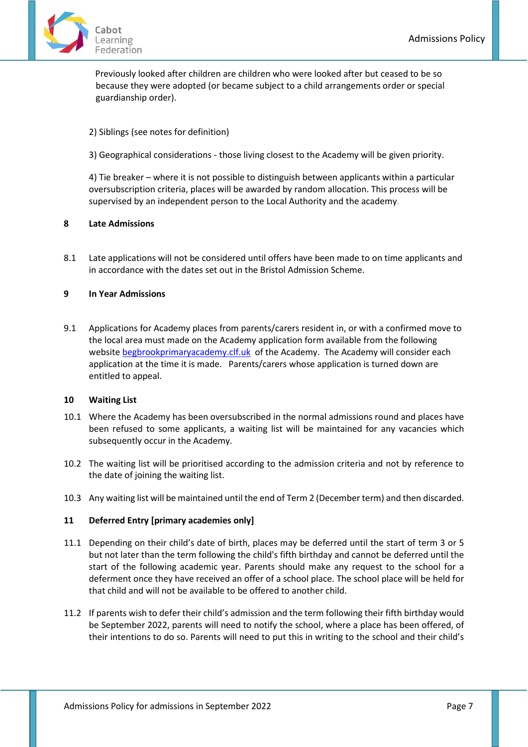Previously looked after children are children who were looked after but ceased to be so because they were adopted (or became subject to a child arrangements order or special guardianship order).

2) Siblings (see notes for definition)

3) Geographical considerations - those living closest to the Academy will be given priority.

4) Tie breaker – where it is not possible to distinguish between applicants within a particular oversubscription criteria, places will be awarded by random allocation. This process will be supervised by an independent person to the Local Authority and the academy.

## 8 Late Admissions

8.1 Late applications will not be considered until offers have been made to on time applicants and in accordance with the dates set out in the Bristol Admission Scheme.

## 9 In Year Admissions

9.1 Applications for Academy places from parents/carers resident in, or with a confirmed move to the local area must made on the Academy application form available from the following website [begbrookprimaryacademy.clf.uk](begbrookprimaryacademy.clf.uk) of the Academy. The Academy will consider each application at the time it is made. Parents/carers whose application is turned down are entitled to appeal.

## 10 Waiting List

10.1 Where the Academy has been oversubscribed in the normal admissions round and places have been refused to some applicants, a waiting list will be maintained for any vacancies which subsequently occur in the Academy.

10.2 The waiting list will be prioritised according to the admission criteria and not by reference to the date of joining the waiting list.

10.3 Any waiting list will be maintained until the end of Term 2 (December term) and then discarded.

## 11 Deferred Entry [primary academies only]

11.1 Depending on their child's date of birth, places may be deferred until the start of term 3 or 5 but not later than the term following the child's fifth birthday and cannot be deferred until the start of the following academic year. Parents should make any request to the school for a deferment once they have received an offer of a school place. The school place will be held for that child and will not be available to be offered to another child.

11.2 If parents wish to defer their child's admission and the term following their fifth birthday would be September 2022, parents will need to notify the school, where a place has been offered, of their intentions to do so. Parents will need to put this in writing to the school and their child's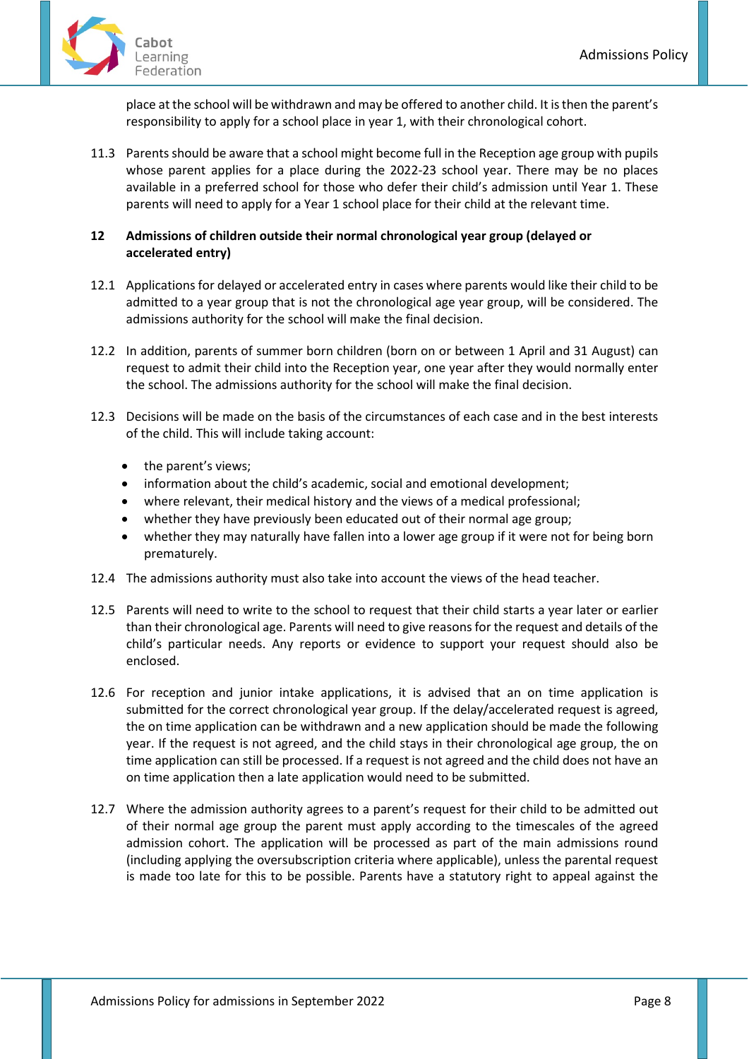place at the school will be withdrawn and may be offered to another child. It is then the parent's responsibility to apply for a school place in year 1, with their chronological cohort.

11.3 Parents should be aware that a school might become full in the Reception age group with pupils whose parent applies for a place during the 2022-23 school year. There may be no places available in a preferred school for those who defer their child's admission until Year 1. These parents will need to apply for a Year 1 school place for their child at the relevant time.

## 12 Admissions of children outside their normal chronological year group (delayed or accelerated entry)

12.1 Applications for delayed or accelerated entry in cases where parents would like their child to be admitted to a year group that is not the chronological age year group, will be considered. The admissions authority for the school will make the final decision.

12.2 In addition, parents of summer born children (born on or between 1 April and 31 August) can request to admit their child into the Reception year, one year after they would normally enter the school. The admissions authority for the school will make the final decision.

12.3 Decisions will be made on the basis of the circumstances of each case and in the best interests of the child. This will include taking account:

- the parent's views;
- information about the child's academic, social and emotional development;
- where relevant, their medical history and the views of a medical professional;
- whether they have previously been educated out of their normal age group;
- whether they may naturally have fallen into a lower age group if it were not for being born prematurely.

12.4 The admissions authority must also take into account the views of the head teacher.

12.5 Parents will need to write to the school to request that their child starts a year later or earlier than their chronological age. Parents will need to give reasons for the request and details of the child's particular needs. Any reports or evidence to support your request should also be enclosed.

12.6 For reception and junior intake applications, it is advised that an on time application is submitted for the correct chronological year group. If the delay/accelerated request is agreed, the on time application can be withdrawn and a new application should be made the following year. If the request is not agreed, and the child stays in their chronological age group, the on time application can still be processed. If a request is not agreed and the child does not have an on time application then a late application would need to be submitted.

12.7 Where the admission authority agrees to a parent's request for their child to be admitted out of their normal age group the parent must apply according to the timescales of the agreed admission cohort. The application will be processed as part of the main admissions round (including applying the oversubscription criteria where applicable), unless the parental request is made too late for this to be possible. Parents have a statutory right to appeal against the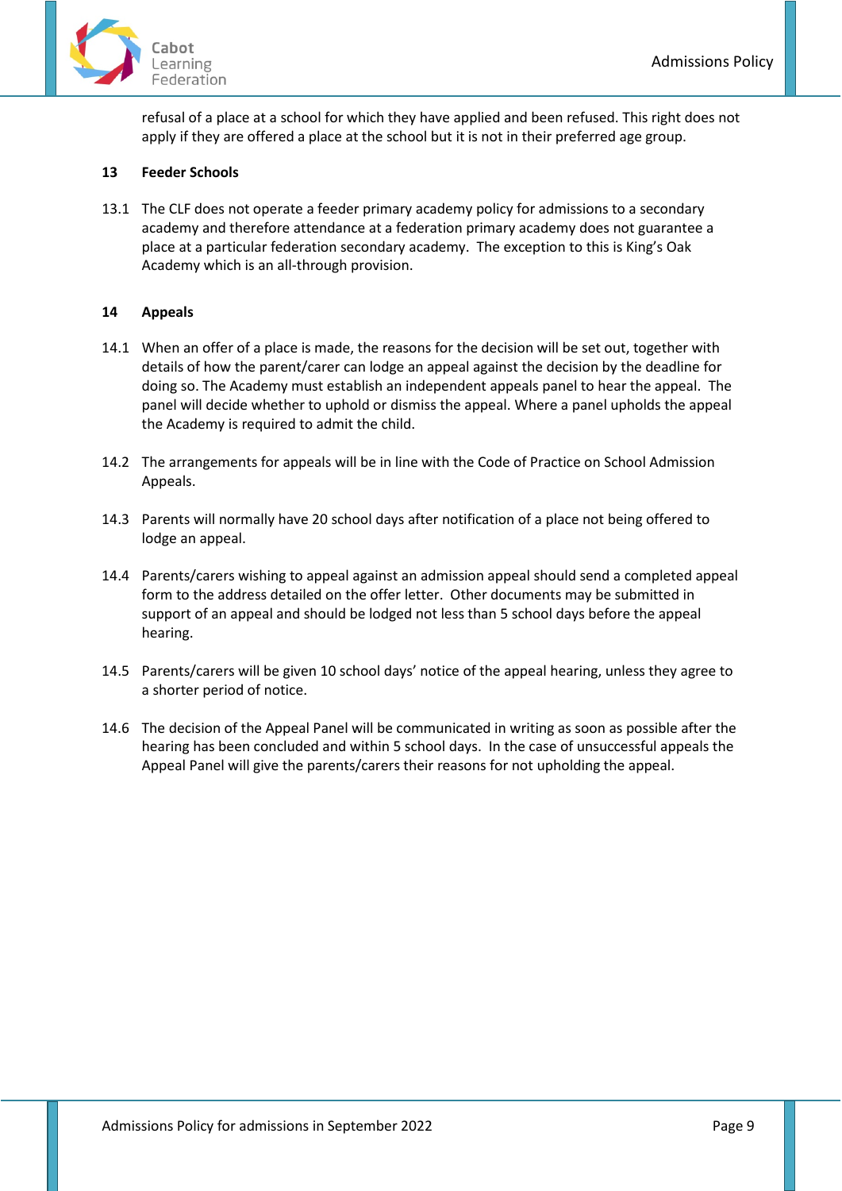refusal of a place at a school for which they have applied and been refused. This right does not apply if they are offered a place at the school but it is not in their preferred age group.

## 13 Feeder Schools

13.1 The CLF does not operate a feeder primary academy policy for admissions to a secondary academy and therefore attendance at a federation primary academy does not guarantee a place at a particular federation secondary academy. The exception to this is King's Oak Academy which is an all-through provision.

## 14 Appeals

14.1 When an offer of a place is made, the reasons for the decision will be set out, together with details of how the parent/carer can lodge an appeal against the decision by the deadline for doing so. The Academy must establish an independent appeals panel to hear the appeal. The panel will decide whether to uphold or dismiss the appeal. Where a panel upholds the appeal the Academy is required to admit the child.

14.2 The arrangements for appeals will be in line with the Code of Practice on School Admission Appeals.

14.3 Parents will normally have 20 school days after notification of a place not being offered to lodge an appeal.

14.4 Parents/carers wishing to appeal against an admission appeal should send a completed appeal form to the address detailed on the offer letter. Other documents may be submitted in support of an appeal and should be lodged not less than 5 school days before the appeal hearing.

14.5 Parents/carers will be given 10 school days' notice of the appeal hearing, unless they agree to a shorter period of notice.

14.6 The decision of the Appeal Panel will be communicated in writing as soon as possible after the hearing has been concluded and within 5 school days. In the case of unsuccessful appeals the Appeal Panel will give the parents/carers their reasons for not upholding the appeal.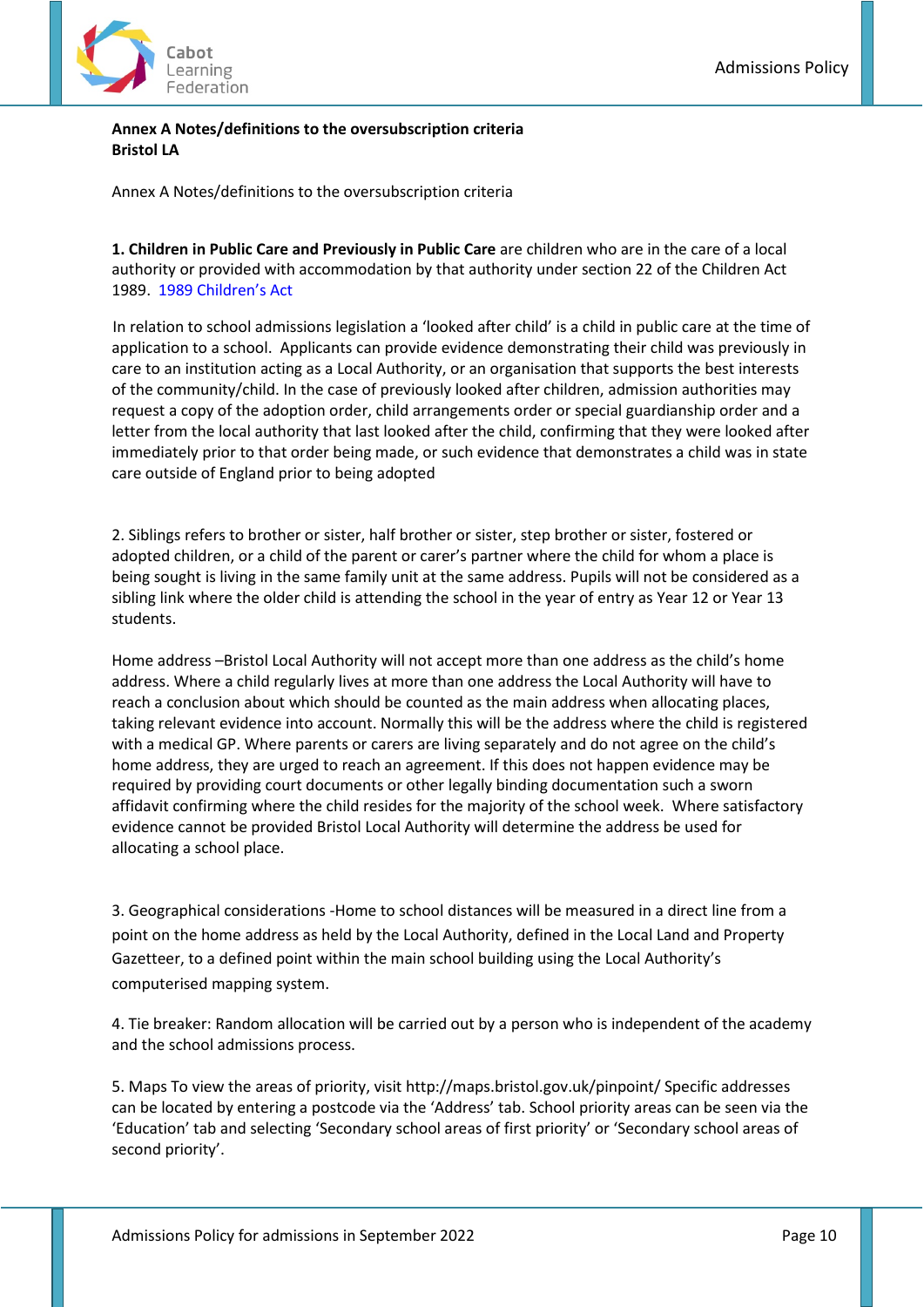**Annex A Notes/definitions to the oversubscription criteria**
**Bristol LA**

Annex A Notes/definitions to the oversubscription criteria

**1. Children in Public Care and Previously in Public Care** are children who are in the care of a local authority or provided with accommodation by that authority under section 22 of the Children Act 1989. 1989 Children's Act

In relation to school admissions legislation a 'looked after child' is a child in public care at the time of application to a school. Applicants can provide evidence demonstrating their child was previously in care to an institution acting as a Local Authority, or an organisation that supports the best interests of the community/child. In the case of previously looked after children, admission authorities may request a copy of the adoption order, child arrangements order or special guardianship order and a letter from the local authority that last looked after the child, confirming that they were looked after immediately prior to that order being made, or such evidence that demonstrates a child was in state care outside of England prior to being adopted

2. Siblings refers to brother or sister, half brother or sister, step brother or sister, fostered or adopted children, or a child of the parent or carer's partner where the child for whom a place is being sought is living in the same family unit at the same address. Pupils will not be considered as a sibling link where the older child is attending the school in the year of entry as Year 12 or Year 13 students.

Home address –Bristol Local Authority will not accept more than one address as the child's home address. Where a child regularly lives at more than one address the Local Authority will have to reach a conclusion about which should be counted as the main address when allocating places, taking relevant evidence into account. Normally this will be the address where the child is registered with a medical GP. Where parents or carers are living separately and do not agree on the child's home address, they are urged to reach an agreement. If this does not happen evidence may be required by providing court documents or other legally binding documentation such a sworn affidavit confirming where the child resides for the majority of the school week. Where satisfactory evidence cannot be provided Bristol Local Authority will determine the address be used for allocating a school place.

3. Geographical considerations -Home to school distances will be measured in a direct line from a point on the home address as held by the Local Authority, defined in the Local Land and Property Gazetteer, to a defined point within the main school building using the Local Authority's computerised mapping system.

4. Tie breaker: Random allocation will be carried out by a person who is independent of the academy and the school admissions process.

5. Maps To view the areas of priority, visit http://maps.bristol.gov.uk/pinpoint/ Specific addresses can be located by entering a postcode via the 'Address' tab. School priority areas can be seen via the 'Education' tab and selecting 'Secondary school areas of first priority' or 'Secondary school areas of second priority'.